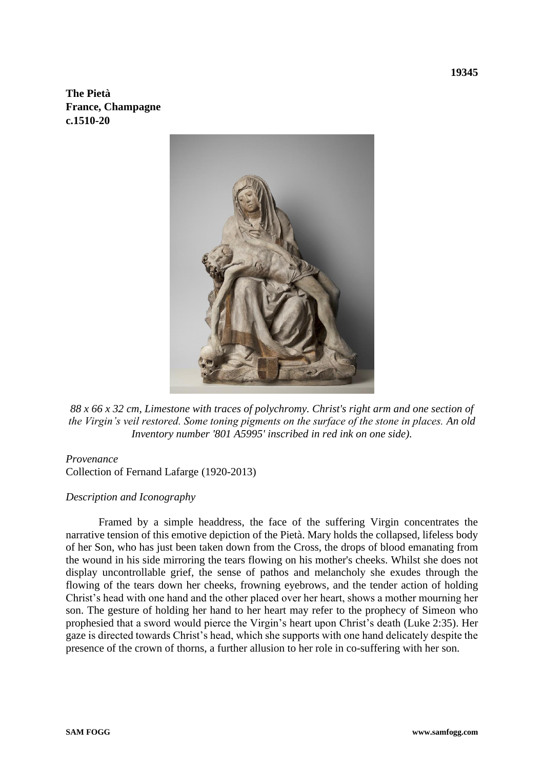19345

**The Pietà**
**France, Champagne**
**c.1510-20**

*88 x 66 x 32 cm, Limestone with traces of polychromy. Christ's right arm and one section of the Virgin's veil restored. Some toning pigments on the surface of the stone in places. An old Inventory number '801 A5995' inscribed in red ink on one side).*

*Provenance*
Collection of Fernand Lafarge (1920-2013)

*Description and Iconography*

Framed by a simple headdress, the face of the suffering Virgin concentrates the narrative tension of this emotive depiction of the Pietà. Mary holds the collapsed, lifeless body of her Son, who has just been taken down from the Cross, the drops of blood emanating from the wound in his side mirroring the tears flowing on his mother's cheeks. Whilst she does not display uncontrollable grief, the sense of pathos and melancholy she exudes through the flowing of the tears down her cheeks, frowning eyebrows, and the tender action of holding Christ's head with one hand and the other placed over her heart, shows a mother mourning her son. The gesture of holding her hand to her heart may refer to the prophecy of Simeon who prophesied that a sword would pierce the Virgin's heart upon Christ's death (Luke 2:35). Her gaze is directed towards Christ's head, which she supports with one hand delicately despite the presence of the crown of thorns, a further allusion to her role in co-suffering with her son.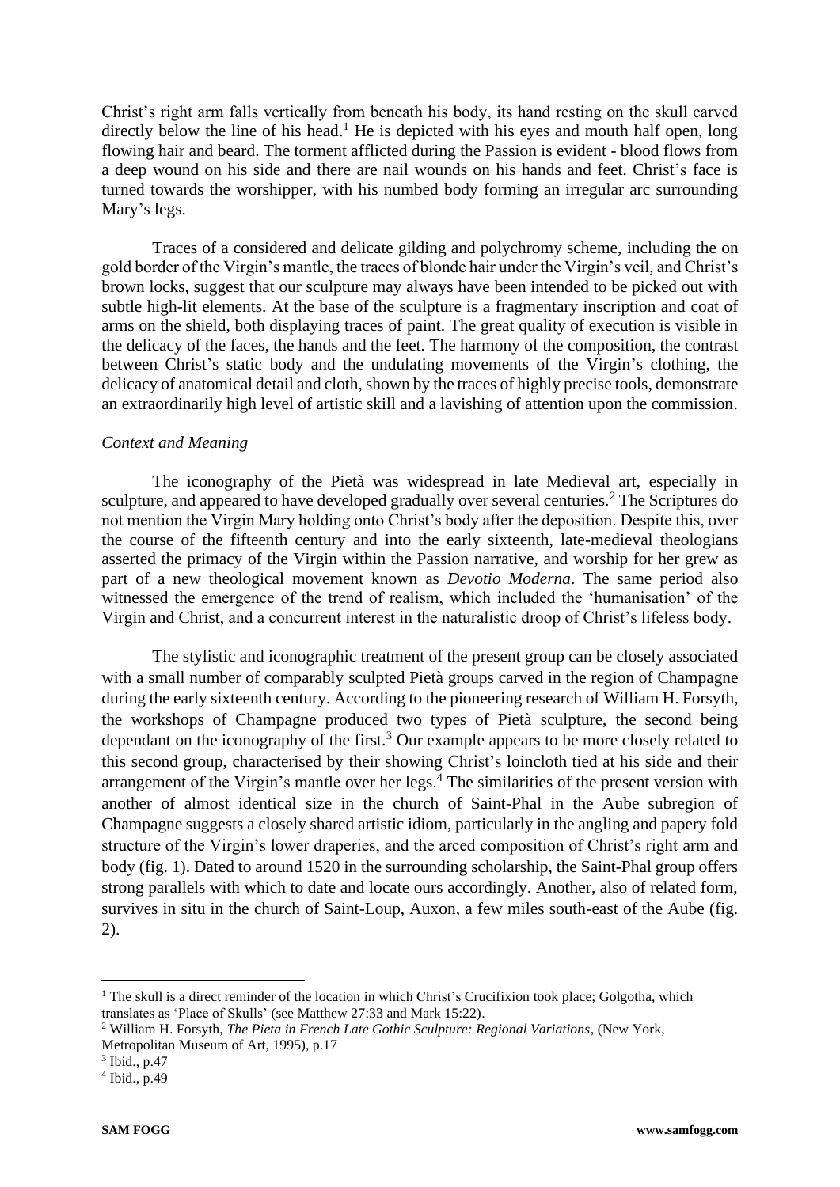Christ's right arm falls vertically from beneath his body, its hand resting on the skull carved directly below the line of his head.[1] He is depicted with his eyes and mouth half open, long flowing hair and beard. The torment afflicted during the Passion is evident - blood flows from a deep wound on his side and there are nail wounds on his hands and feet. Christ's face is turned towards the worshipper, with his numbed body forming an irregular arc surrounding Mary's legs.

Traces of a considered and delicate gilding and polychromy scheme, including the on gold border of the Virgin's mantle, the traces of blonde hair under the Virgin's veil, and Christ's brown locks, suggest that our sculpture may always have been intended to be picked out with subtle high-lit elements. At the base of the sculpture is a fragmentary inscription and coat of arms on the shield, both displaying traces of paint. The great quality of execution is visible in the delicacy of the faces, the hands and the feet. The harmony of the composition, the contrast between Christ's static body and the undulating movements of the Virgin's clothing, the delicacy of anatomical detail and cloth, shown by the traces of highly precise tools, demonstrate an extraordinarily high level of artistic skill and a lavishing of attention upon the commission.

*Context and Meaning*

The iconography of the Pietà was widespread in late Medieval art, especially in sculpture, and appeared to have developed gradually over several centuries.[2] The Scriptures do not mention the Virgin Mary holding onto Christ's body after the deposition. Despite this, over the course of the fifteenth century and into the early sixteenth, late-medieval theologians asserted the primacy of the Virgin within the Passion narrative, and worship for her grew as part of a new theological movement known as *Devotio Moderna*. The same period also witnessed the emergence of the trend of realism, which included the 'humanisation' of the Virgin and Christ, and a concurrent interest in the naturalistic droop of Christ's lifeless body.

The stylistic and iconographic treatment of the present group can be closely associated with a small number of comparably sculpted Pietà groups carved in the region of Champagne during the early sixteenth century. According to the pioneering research of William H. Forsyth, the workshops of Champagne produced two types of Pietà sculpture, the second being dependant on the iconography of the first.[3] Our example appears to be more closely related to this second group, characterised by their showing Christ's loincloth tied at his side and their arrangement of the Virgin's mantle over her legs.[4] The similarities of the present version with another of almost identical size in the church of Saint-Phal in the Aube subregion of Champagne suggests a closely shared artistic idiom, particularly in the angling and papery fold structure of the Virgin's lower draperies, and the arced composition of Christ's right arm and body (fig. 1). Dated to around 1520 in the surrounding scholarship, the Saint-Phal group offers strong parallels with which to date and locate ours accordingly. Another, also of related form, survives in situ in the church of Saint-Loup, Auxon, a few miles south-east of the Aube (fig. 2).

---

[1] The skull is a direct reminder of the location in which Christ's Crucifixion took place; Golgotha, which translates as 'Place of Skulls' (see Matthew 27:33 and Mark 15:22).

[2] William H. Forsyth, *The Pieta in French Late Gothic Sculpture: Regional Variations*, (New York, Metropolitan Museum of Art, 1995), p.17

[3] Ibid., p.47

[4] Ibid., p.49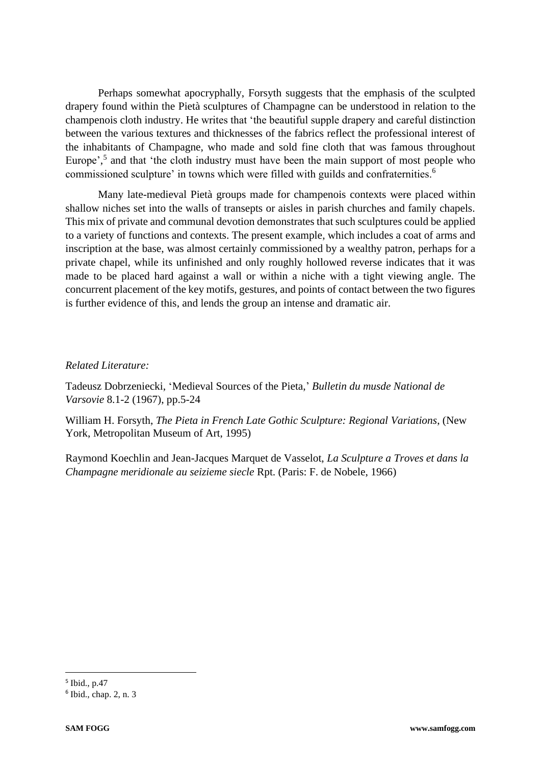Perhaps somewhat apocryphally, Forsyth suggests that the emphasis of the sculpted drapery found within the Pietà sculptures of Champagne can be understood in relation to the champenois cloth industry. He writes that 'the beautiful supple drapery and careful distinction between the various textures and thicknesses of the fabrics reflect the professional interest of the inhabitants of Champagne, who made and sold fine cloth that was famous throughout Europe',[5] and that 'the cloth industry must have been the main support of most people who commissioned sculpture' in towns which were filled with guilds and confraternities.[6]

Many late-medieval Pietà groups made for champenois contexts were placed within shallow niches set into the walls of transepts or aisles in parish churches and family chapels. This mix of private and communal devotion demonstrates that such sculptures could be applied to a variety of functions and contexts. The present example, which includes a coat of arms and inscription at the base, was almost certainly commissioned by a wealthy patron, perhaps for a private chapel, while its unfinished and only roughly hollowed reverse indicates that it was made to be placed hard against a wall or within a niche with a tight viewing angle. The concurrent placement of the key motifs, gestures, and points of contact between the two figures is further evidence of this, and lends the group an intense and dramatic air.

*Related Literature:*

Tadeusz Dobrzeniecki, 'Medieval Sources of the Pieta,' *Bulletin du musde National de Varsovie* 8.1-2 (1967), pp.5-24

William H. Forsyth, *The Pieta in French Late Gothic Sculpture: Regional Variations*, (New York, Metropolitan Museum of Art, 1995)

Raymond Koechlin and Jean-Jacques Marquet de Vasselot, *La Sculpture a Troyes et dans la Champagne meridionale au seizieme siecle* Rpt. (Paris: F. de Nobele, 1966)

[5] Ibid., p.47

[6] Ibid., chap. 2, n. 3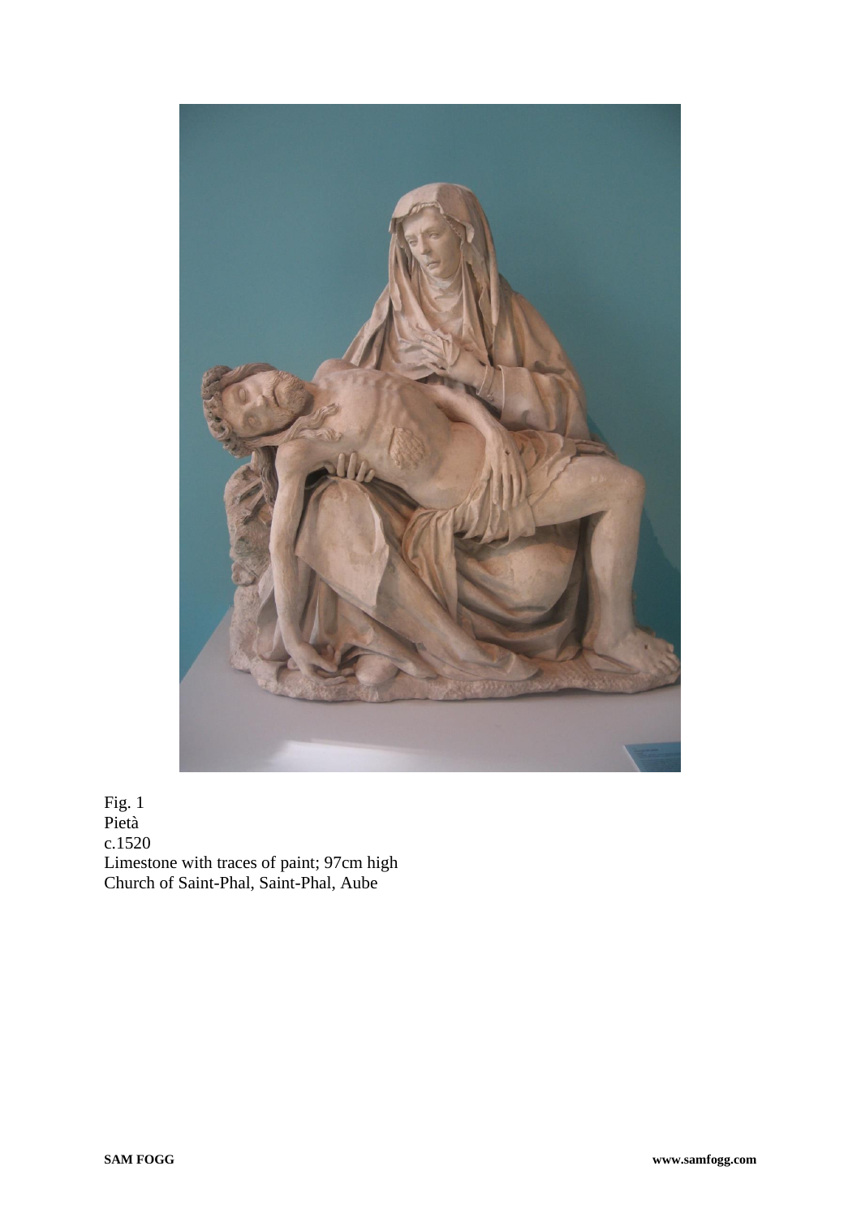Fig. 1
Pietà
c.1520
Limestone with traces of paint; 97cm high
Church of Saint-Phal, Saint-Phal, Aube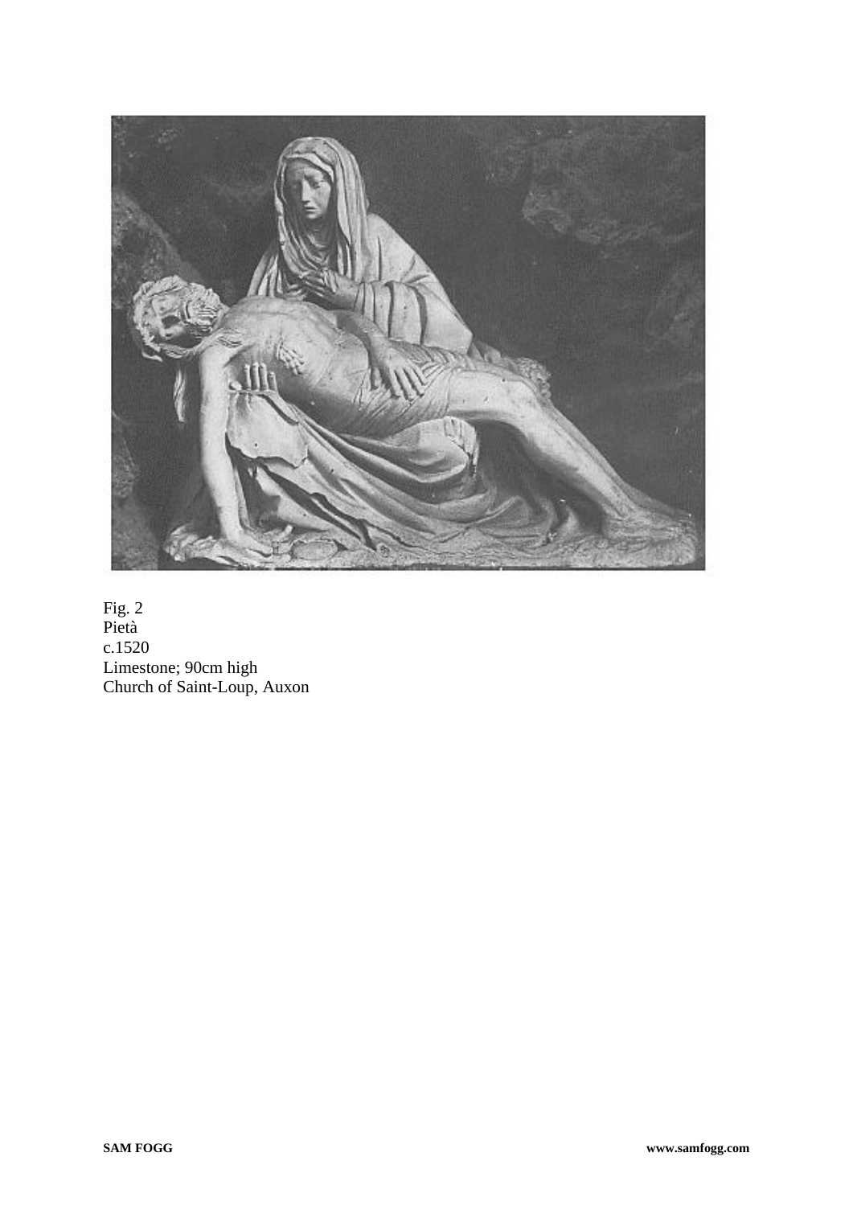Fig. 2
Pietà
c.1520
Limestone; 90cm high
Church of Saint-Loup, Auxon